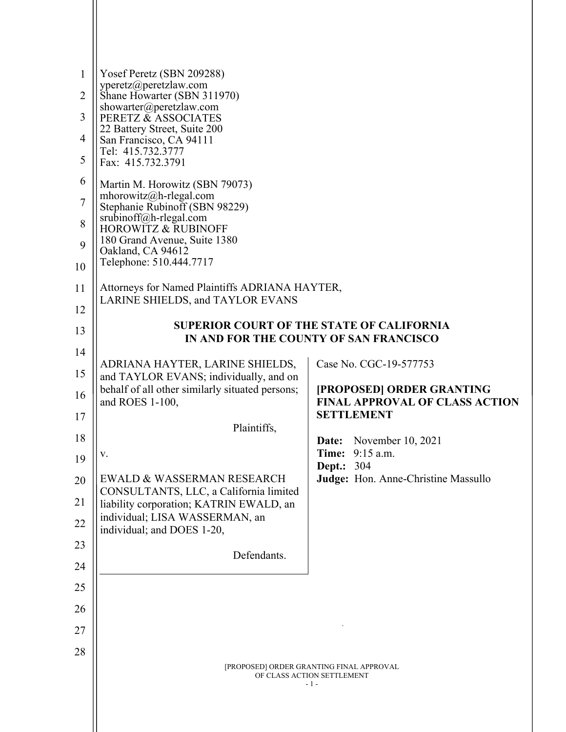Yosef Peretz (SBN 209288)
yperetz@peretzlaw.com
Shane Howarter (SBN 311970)
showarter@peretzlaw.com
PERETZ & ASSOCIATES
22 Battery Street, Suite 200
San Francisco, CA 94111
Tel: 415.732.3777
Fax: 415.732.3791

Martin M. Horowitz (SBN 79073)
mhorowitz@h-rlegal.com
Stephanie Rubinoff (SBN 98229)
srubinoff@h-rlegal.com
HOROWITZ & RUBINOFF
180 Grand Avenue, Suite 1380
Oakland, CA 94612
Telephone: 510.444.7717

Attorneys for Named Plaintiffs ADRIANA HAYTER, LARINE SHIELDS, and TAYLOR EVANS

**SUPERIOR COURT OF THE STATE OF CALIFORNIA**
**IN AND FOR THE COUNTY OF SAN FRANCISCO**

| | |
|---|---|
| ADRIANA HAYTER, LARINE SHIELDS, and TAYLOR EVANS; individually, and on behalf of all other similarly situated persons; and ROES 1-100,<br><br>Plaintiffs,<br><br>v.<br><br>EWALD & WASSERMAN RESEARCH CONSULTANTS, LLC, a California limited liability corporation; KATRIN EWALD, an individual; LISA WASSERMAN, an individual; and DOES 1-20,<br><br>Defendants. | Case No. CGC-19-577753<br><br>**[PROPOSED] ORDER GRANTING FINAL APPROVAL OF CLASS ACTION SETTLEMENT**<br><br>**Date:** November 10, 2021<br>**Time:** 9:15 a.m.<br>**Dept.:** 304<br>**Judge:** Hon. Anne-Christine Massullo |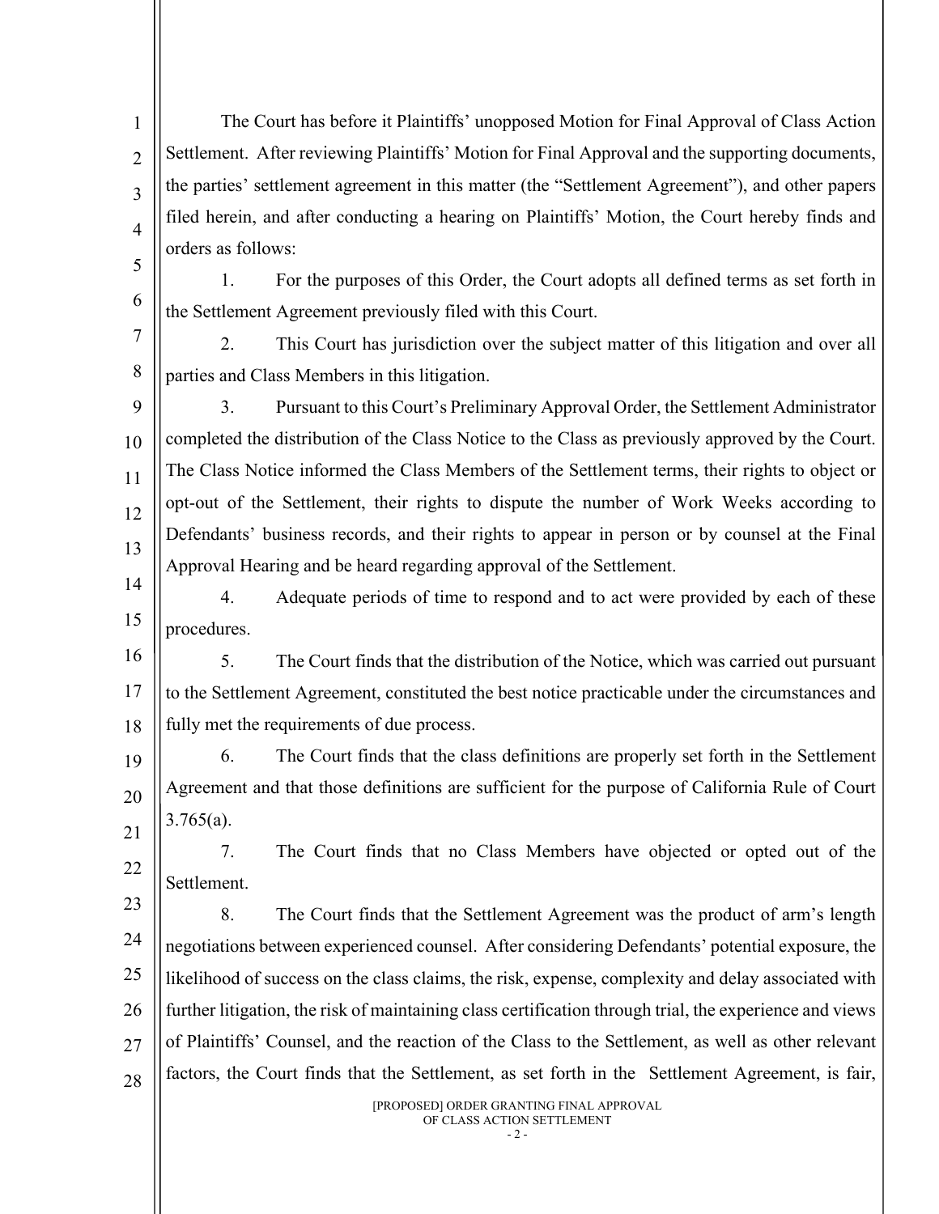The Court has before it Plaintiffs' unopposed Motion for Final Approval of Class Action Settlement. After reviewing Plaintiffs' Motion for Final Approval and the supporting documents, the parties' settlement agreement in this matter (the "Settlement Agreement"), and other papers filed herein, and after conducting a hearing on Plaintiffs' Motion, the Court hereby finds and orders as follows:

1. For the purposes of this Order, the Court adopts all defined terms as set forth in the Settlement Agreement previously filed with this Court.

2. This Court has jurisdiction over the subject matter of this litigation and over all parties and Class Members in this litigation.

3. Pursuant to this Court's Preliminary Approval Order, the Settlement Administrator completed the distribution of the Class Notice to the Class as previously approved by the Court. The Class Notice informed the Class Members of the Settlement terms, their rights to object or opt-out of the Settlement, their rights to dispute the number of Work Weeks according to Defendants' business records, and their rights to appear in person or by counsel at the Final Approval Hearing and be heard regarding approval of the Settlement.

4. Adequate periods of time to respond and to act were provided by each of these procedures.

5. The Court finds that the distribution of the Notice, which was carried out pursuant to the Settlement Agreement, constituted the best notice practicable under the circumstances and fully met the requirements of due process.

6. The Court finds that the class definitions are properly set forth in the Settlement Agreement and that those definitions are sufficient for the purpose of California Rule of Court 3.765(a).

7. The Court finds that no Class Members have objected or opted out of the Settlement.

8. The Court finds that the Settlement Agreement was the product of arm's length negotiations between experienced counsel. After considering Defendants' potential exposure, the likelihood of success on the class claims, the risk, expense, complexity and delay associated with further litigation, the risk of maintaining class certification through trial, the experience and views of Plaintiffs' Counsel, and the reaction of the Class to the Settlement, as well as other relevant factors, the Court finds that the Settlement, as set forth in the Settlement Agreement, is fair,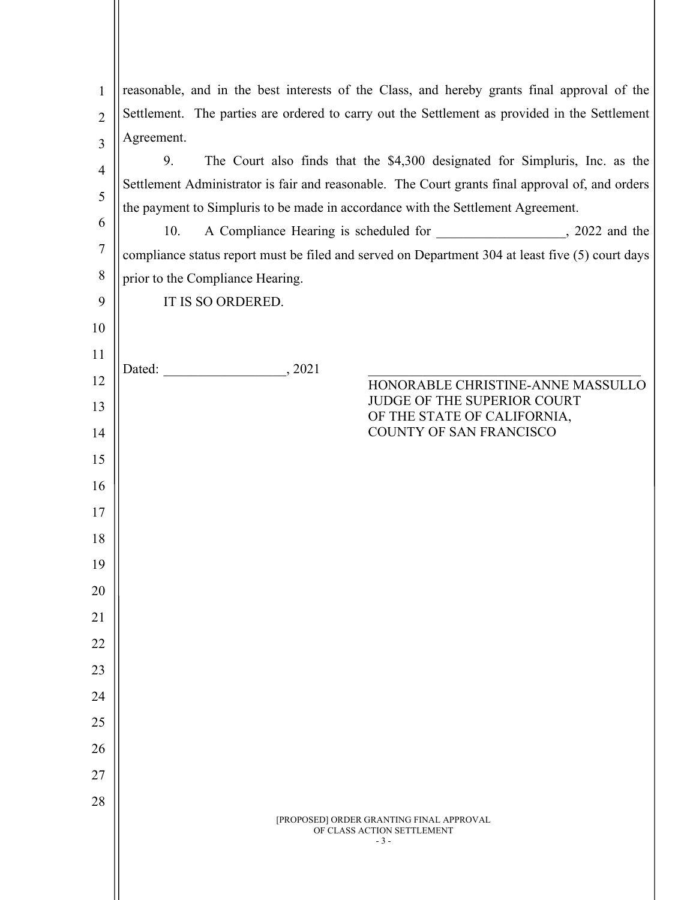reasonable, and in the best interests of the Class, and hereby grants final approval of the Settlement. The parties are ordered to carry out the Settlement as provided in the Settlement Agreement.

9. The Court also finds that the $4,300 designated for Simpluris, Inc. as the Settlement Administrator is fair and reasonable. The Court grants final approval of, and orders the payment to Simpluris to be made in accordance with the Settlement Agreement.

10. A Compliance Hearing is scheduled for ___________________, 2022 and the compliance status report must be filed and served on Department 304 at least five (5) court days prior to the Compliance Hearing.

IT IS SO ORDERED.

Dated: __________________, 2021

_________________________________________
HONORABLE CHRISTINE-ANNE MASSULLO
JUDGE OF THE SUPERIOR COURT
OF THE STATE OF CALIFORNIA,
COUNTY OF SAN FRANCISCO